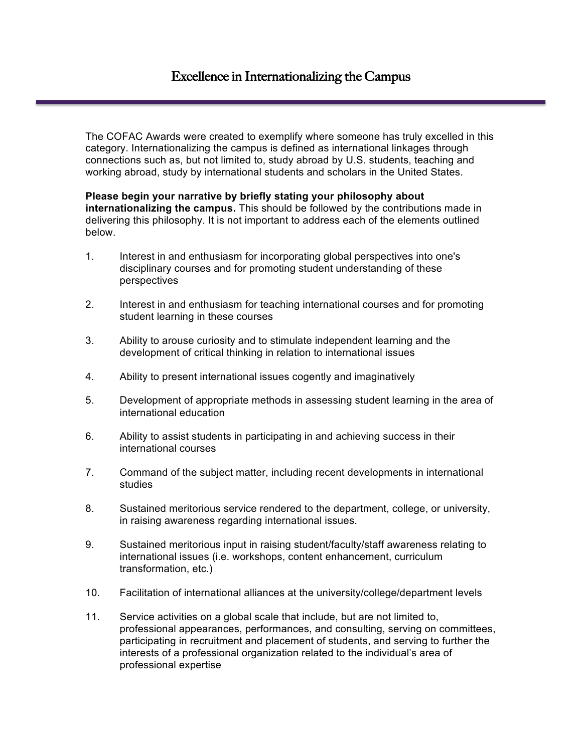# Excellence in Internationalizing the Campus

The COFAC Awards were created to exemplify where someone has truly excelled in this category. Internationalizing the campus is defined as international linkages through connections such as, but not limited to, study abroad by U.S. students, teaching and working abroad, study by international students and scholars in the United States.

**Please begin your narrative by briefly stating your philosophy about internationalizing the campus.** This should be followed by the contributions made in delivering this philosophy. It is not important to address each of the elements outlined below.

1. Interest in and enthusiasm for incorporating global perspectives into one's disciplinary courses and for promoting student understanding of these perspectives

2. Interest in and enthusiasm for teaching international courses and for promoting student learning in these courses

3. Ability to arouse curiosity and to stimulate independent learning and the development of critical thinking in relation to international issues

4. Ability to present international issues cogently and imaginatively

5. Development of appropriate methods in assessing student learning in the area of international education

6. Ability to assist students in participating in and achieving success in their international courses

7. Command of the subject matter, including recent developments in international studies

8. Sustained meritorious service rendered to the department, college, or university, in raising awareness regarding international issues.

9. Sustained meritorious input in raising student/faculty/staff awareness relating to international issues (i.e. workshops, content enhancement, curriculum transformation, etc.)

10. Facilitation of international alliances at the university/college/department levels

11. Service activities on a global scale that include, but are not limited to, professional appearances, performances, and consulting, serving on committees, participating in recruitment and placement of students, and serving to further the interests of a professional organization related to the individual's area of professional expertise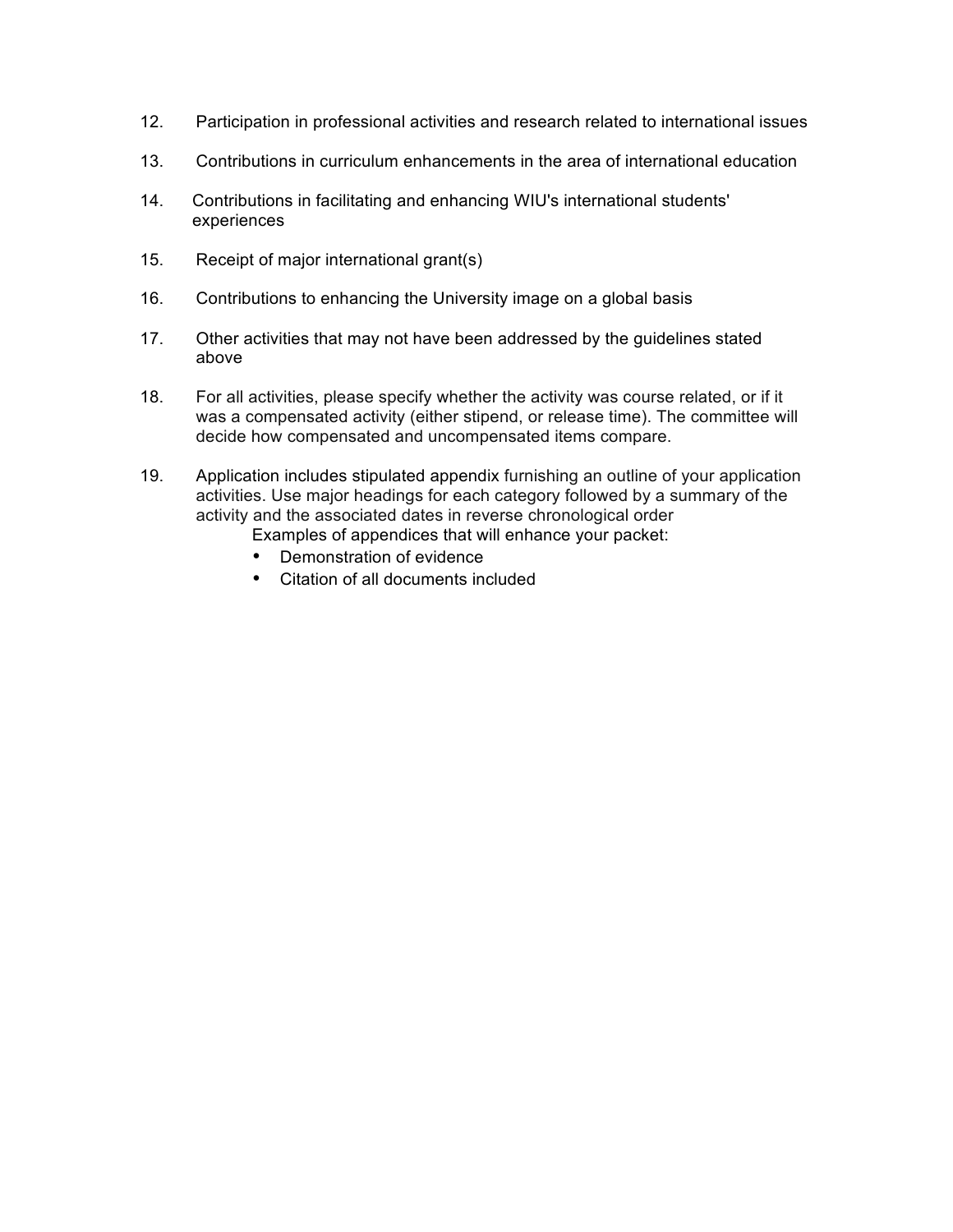12. Participation in professional activities and research related to international issues

13. Contributions in curriculum enhancements in the area of international education

14. Contributions in facilitating and enhancing WIU's international students' experiences

15. Receipt of major international grant(s)

16. Contributions to enhancing the University image on a global basis

17. Other activities that may not have been addressed by the guidelines stated above

18. For all activities, please specify whether the activity was course related, or if it was a compensated activity (either stipend, or release time). The committee will decide how compensated and uncompensated items compare.

19. Application includes stipulated appendix furnishing an outline of your application activities. Use major headings for each category followed by a summary of the activity and the associated dates in reverse chronological order

    Examples of appendices that will enhance your packet:

    - Demonstration of evidence
    - Citation of all documents included